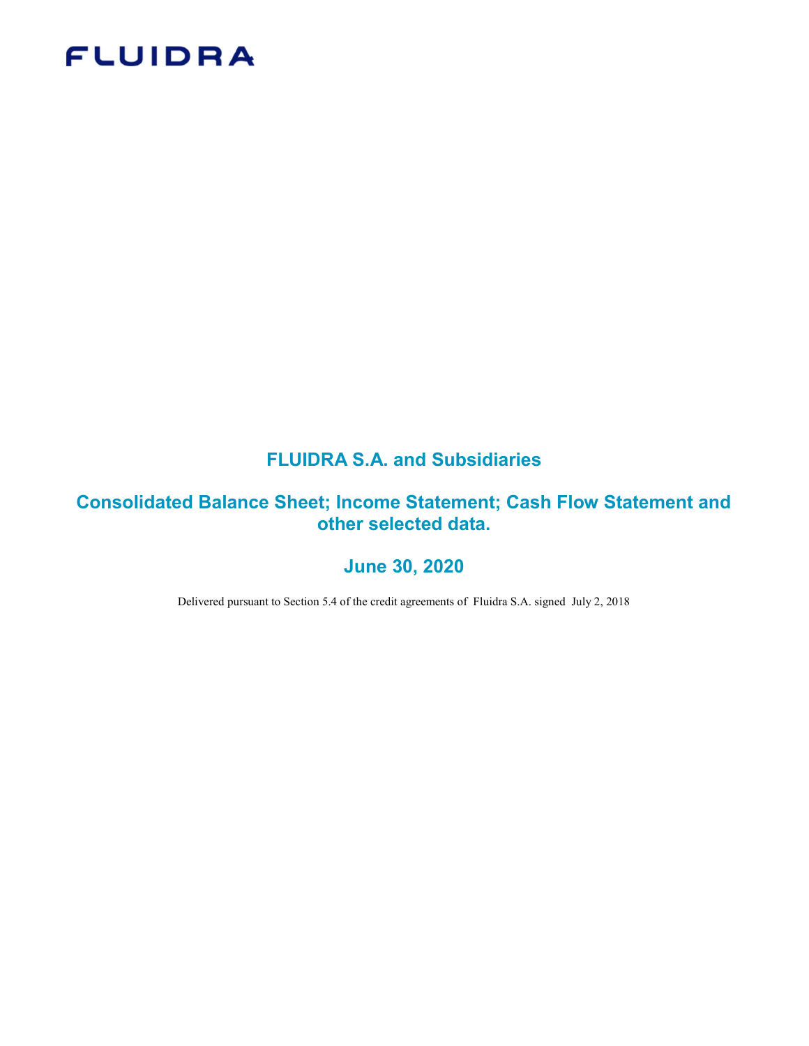FLUIDRA

# FLUIDRA S.A. and Subsidiaries

## Consolidated Balance Sheet; Income Statement; Cash Flow Statement and other selected data.

## June 30, 2020

Delivered pursuant to Section 5.4 of the credit agreements of Fluidra S.A. signed July 2, 2018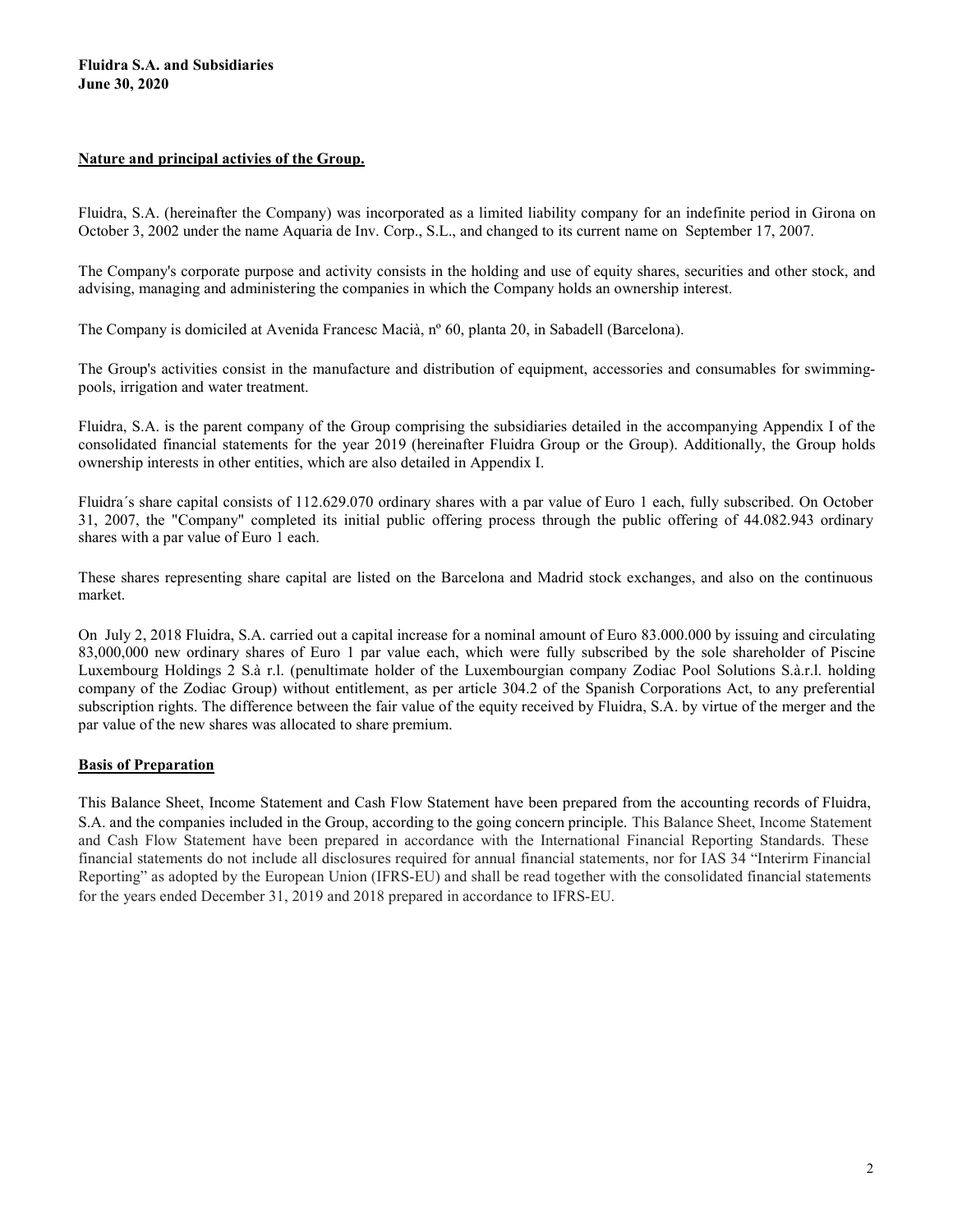**Fluidra S.A. and Subsidiaries**
**June 30, 2020**

## Nature and principal activies of the Group.

Fluidra, S.A. (hereinafter the Company) was incorporated as a limited liability company for an indefinite period in Girona on October 3, 2002 under the name Aquaria de Inv. Corp., S.L., and changed to its current name on September 17, 2007.

The Company's corporate purpose and activity consists in the holding and use of equity shares, securities and other stock, and advising, managing and administering the companies in which the Company holds an ownership interest.

The Company is domiciled at Avenida Francesc Macià, nº 60, planta 20, in Sabadell (Barcelona).

The Group's activities consist in the manufacture and distribution of equipment, accessories and consumables for swimming-pools, irrigation and water treatment.

Fluidra, S.A. is the parent company of the Group comprising the subsidiaries detailed in the accompanying Appendix I of the consolidated financial statements for the year 2019 (hereinafter Fluidra Group or the Group). Additionally, the Group holds ownership interests in other entities, which are also detailed in Appendix I.

Fluidra´s share capital consists of 112.629.070 ordinary shares with a par value of Euro 1 each, fully subscribed. On October 31, 2007, the "Company" completed its initial public offering process through the public offering of 44.082.943 ordinary shares with a par value of Euro 1 each.

These shares representing share capital are listed on the Barcelona and Madrid stock exchanges, and also on the continuous market.

On July 2, 2018 Fluidra, S.A. carried out a capital increase for a nominal amount of Euro 83.000.000 by issuing and circulating 83,000,000 new ordinary shares of Euro 1 par value each, which were fully subscribed by the sole shareholder of Piscine Luxembourg Holdings 2 S.à r.l. (penultimate holder of the Luxembourgian company Zodiac Pool Solutions S.à.r.l. holding company of the Zodiac Group) without entitlement, as per article 304.2 of the Spanish Corporations Act, to any preferential subscription rights. The difference between the fair value of the equity received by Fluidra, S.A. by virtue of the merger and the par value of the new shares was allocated to share premium.

## Basis of Preparation

This Balance Sheet, Income Statement and Cash Flow Statement have been prepared from the accounting records of Fluidra, S.A. and the companies included in the Group, according to the going concern principle. This Balance Sheet, Income Statement and Cash Flow Statement have been prepared in accordance with the International Financial Reporting Standards. These financial statements do not include all disclosures required for annual financial statements, nor for IAS 34 "Interirm Financial Reporting" as adopted by the European Union (IFRS-EU) and shall be read together with the consolidated financial statements for the years ended December 31, 2019 and 2018 prepared in accordance to IFRS-EU.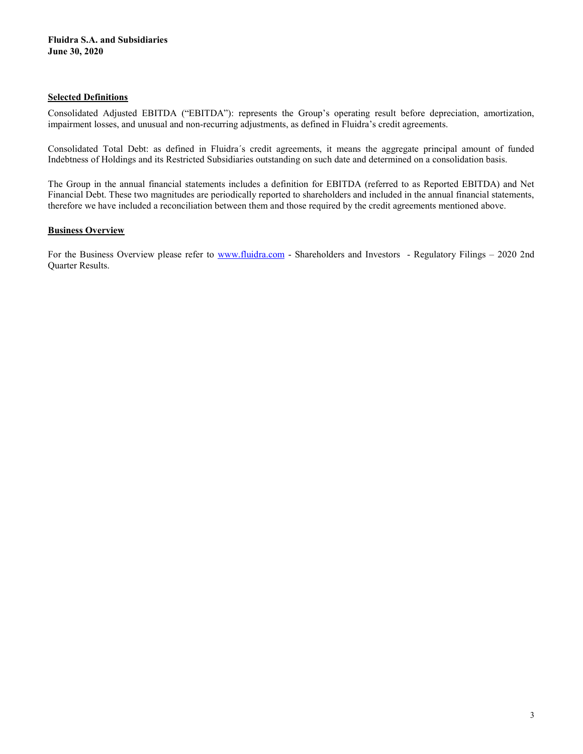## Selected Definitions

Consolidated Adjusted EBITDA ("EBITDA"): represents the Group's operating result before depreciation, amortization, impairment losses, and unusual and non-recurring adjustments, as defined in Fluidra's credit agreements.

Consolidated Total Debt: as defined in Fluidra´s credit agreements, it means the aggregate principal amount of funded Indebtness of Holdings and its Restricted Subsidiaries outstanding on such date and determined on a consolidation basis.

The Group in the annual financial statements includes a definition for EBITDA (referred to as Reported EBITDA) and Net Financial Debt. These two magnitudes are periodically reported to shareholders and included in the annual financial statements, therefore we have included a reconciliation between them and those required by the credit agreements mentioned above.

## Business Overview

For the Business Overview please refer to [www.fluidra.com](http://www.fluidra.com) - Shareholders and Investors - Regulatory Filings – 2020 2nd Quarter Results.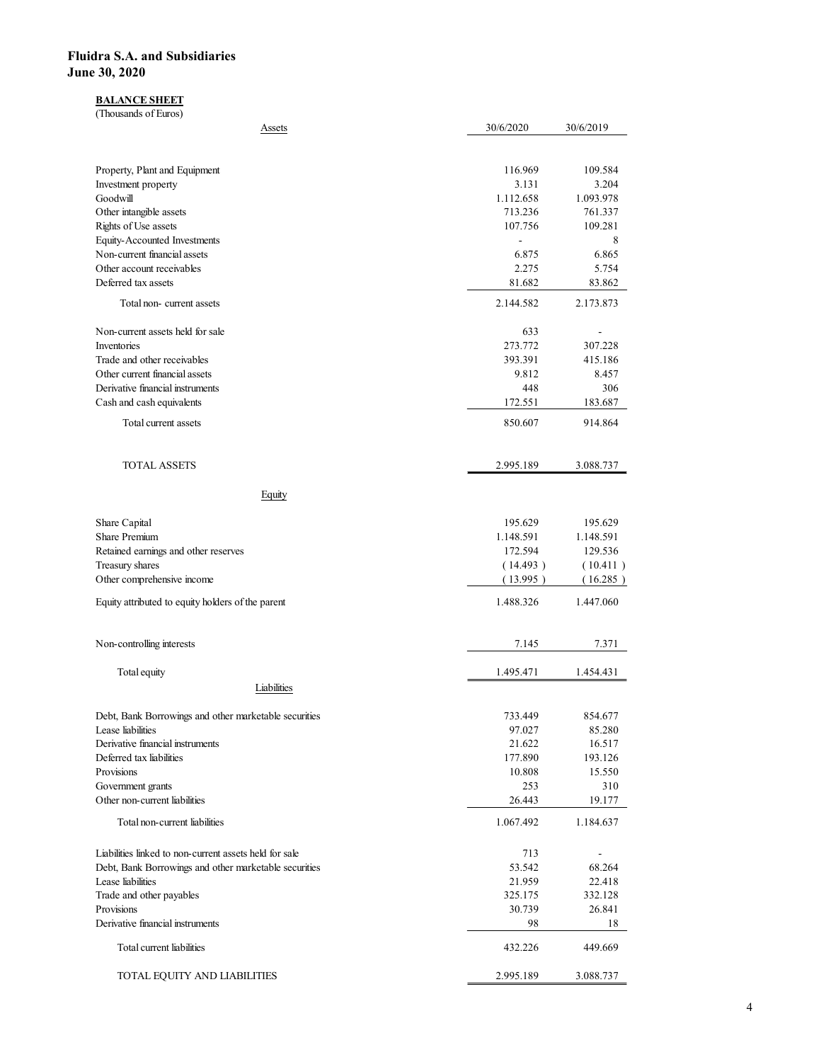**Fluidra S.A. and Subsidiaries**
**June 30, 2020**

**BALANCE SHEET**
(Thousands of Euros)

| Assets | 30/6/2020 | 30/6/2019 |
|---|---|---|
| Property, Plant and Equipment | 116.969 | 109.584 |
| Investment property | 3.131 | 3.204 |
| Goodwill | 1.112.658 | 1.093.978 |
| Other intangible assets | 713.236 | 761.337 |
| Rights of Use assets | 107.756 | 109.281 |
| Equity-Accounted Investments | - | 8 |
| Non-current financial assets | 6.875 | 6.865 |
| Other account receivables | 2.275 | 5.754 |
| Deferred tax assets | 81.682 | 83.862 |
| Total non- current assets | 2.144.582 | 2.173.873 |
| Non-current assets held for sale | 633 | - |
| Inventories | 273.772 | 307.228 |
| Trade and other receivables | 393.391 | 415.186 |
| Other current financial assets | 9.812 | 8.457 |
| Derivative financial instruments | 448 | 306 |
| Cash and cash equivalents | 172.551 | 183.687 |
| Total current assets | 850.607 | 914.864 |
| TOTAL ASSETS | 2.995.189 | 3.088.737 |
| **Equity** | | |
| Share Capital | 195.629 | 195.629 |
| Share Premium | 1.148.591 | 1.148.591 |
| Retained earnings and other reserves | 172.594 | 129.536 |
| Treasury shares | ( 14.493 ) | ( 10.411 ) |
| Other comprehensive income | ( 13.995 ) | ( 16.285 ) |
| Equity attributed to equity holders of the parent | 1.488.326 | 1.447.060 |
| Non-controlling interests | 7.145 | 7.371 |
| Total equity | 1.495.471 | 1.454.431 |
| **Liabilities** | | |
| Debt, Bank Borrowings and other marketable securities | 733.449 | 854.677 |
| Lease liabilities | 97.027 | 85.280 |
| Derivative financial instruments | 21.622 | 16.517 |
| Deferred tax liabilities | 177.890 | 193.126 |
| Provisions | 10.808 | 15.550 |
| Government grants | 253 | 310 |
| Other non-current liabilities | 26.443 | 19.177 |
| Total non-current liabilities | 1.067.492 | 1.184.637 |
| Liabilities linked to non-current assets held for sale | 713 | - |
| Debt, Bank Borrowings and other marketable securities | 53.542 | 68.264 |
| Lease liabilities | 21.959 | 22.418 |
| Trade and other payables | 325.175 | 332.128 |
| Provisions | 30.739 | 26.841 |
| Derivative financial instruments | 98 | 18 |
| Total current liabilities | 432.226 | 449.669 |
| TOTAL EQUITY AND LIABILITIES | 2.995.189 | 3.088.737 |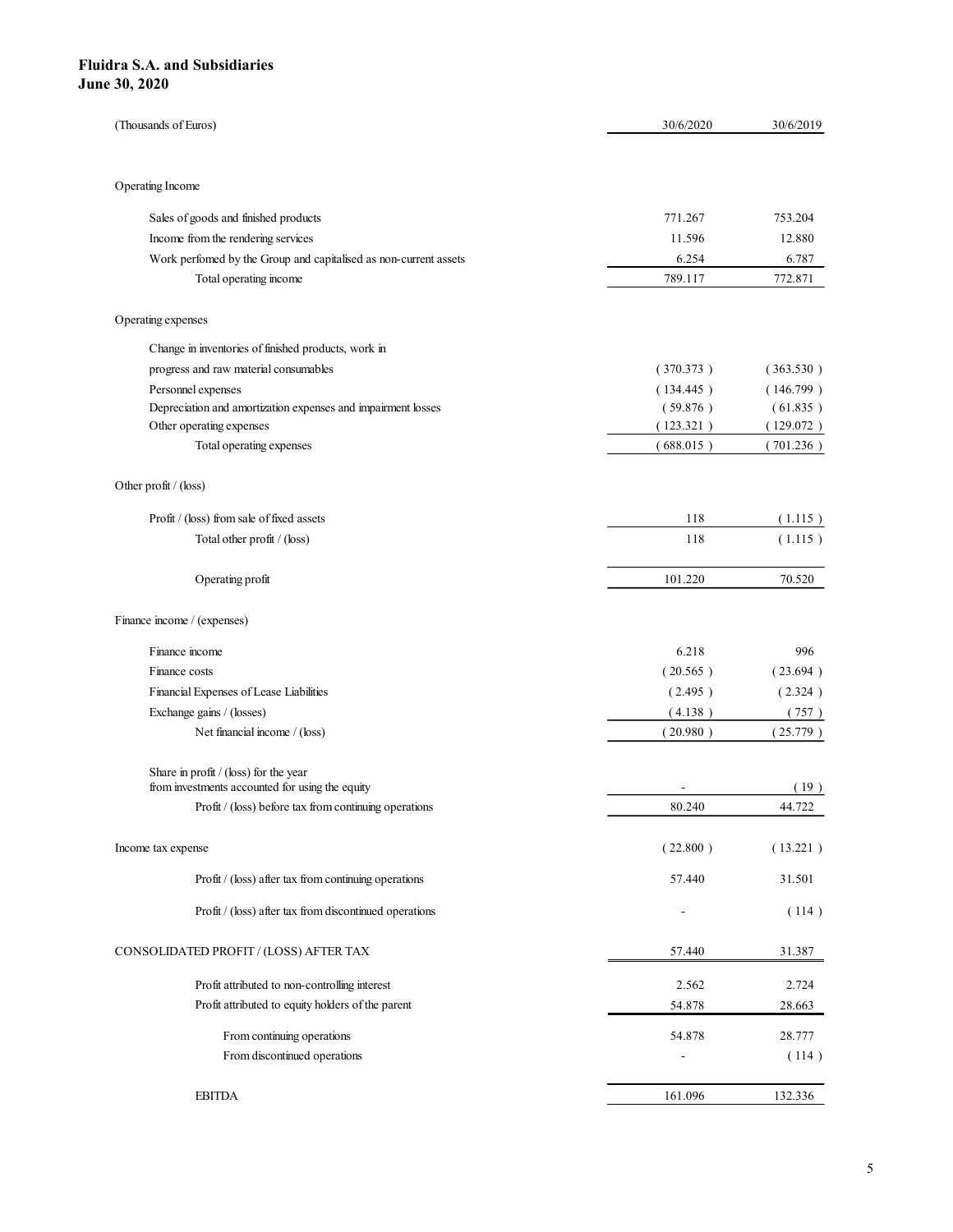**Fluidra S.A. and Subsidiaries**
**June 30, 2020**

| (Thousands of Euros) | 30/6/2020 | 30/6/2019 |
|---|---|---|
| **Operating Income** | | |
| Sales of goods and finished products | 771.267 | 753.204 |
| Income from the rendering services | 11.596 | 12.880 |
| Work perfomed by the Group and capitalised as non-current assets | 6.254 | 6.787 |
| Total operating income | 789.117 | 772.871 |
| **Operating expenses** | | |
| Change in inventories of finished products, work in progress and raw material consumables | ( 370.373 ) | ( 363.530 ) |
| Personnel expenses | ( 134.445 ) | ( 146.799 ) |
| Depreciation and amortization expenses and impairment losses | ( 59.876 ) | ( 61.835 ) |
| Other operating expenses | ( 123.321 ) | ( 129.072 ) |
| Total operating expenses | ( 688.015 ) | ( 701.236 ) |
| **Other profit / (loss)** | | |
| Profit / (loss) from sale of fixed assets | 118 | ( 1.115 ) |
| Total other profit / (loss) | 118 | ( 1.115 ) |
| Operating profit | 101.220 | 70.520 |
| **Finance income / (expenses)** | | |
| Finance income | 6.218 | 996 |
| Finance costs | ( 20.565 ) | ( 23.694 ) |
| Financial Expenses of Lease Liabilities | ( 2.495 ) | ( 2.324 ) |
| Exchange gains / (losses) | ( 4.138 ) | ( 757 ) |
| Net financial income / (loss) | ( 20.980 ) | ( 25.779 ) |
| Share in profit / (loss) for the year from investments accounted for using the equity | - | ( 19 ) |
| Profit / (loss) before tax from continuing operations | 80.240 | 44.722 |
| Income tax expense | ( 22.800 ) | ( 13.221 ) |
| Profit / (loss) after tax from continuing operations | 57.440 | 31.501 |
| Profit / (loss) after tax from discontinued operations | - | ( 114 ) |
| CONSOLIDATED PROFIT / (LOSS) AFTER TAX | 57.440 | 31.387 |
| Profit attributed to non-controlling interest | 2.562 | 2.724 |
| Profit attributed to equity holders of the parent | 54.878 | 28.663 |
| From continuing operations | 54.878 | 28.777 |
| From discontinued operations | - | ( 114 ) |
| EBITDA | 161.096 | 132.336 |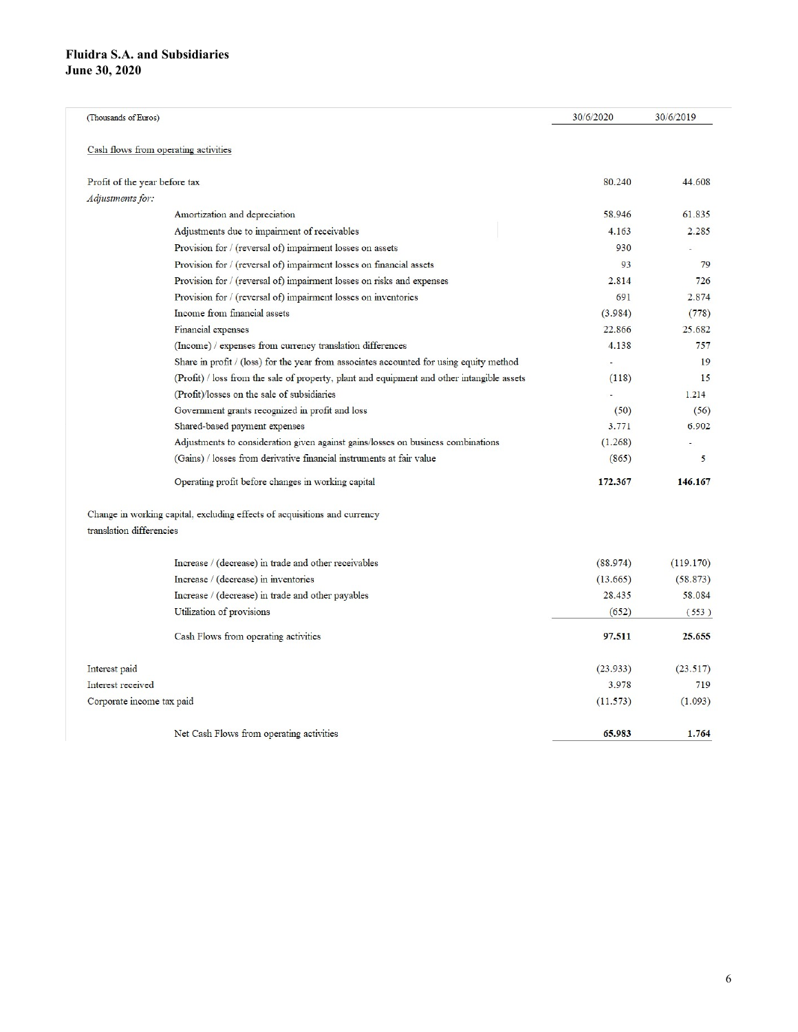**Fluidra S.A. and Subsidiaries**
**June 30, 2020**

| (Thousands of Euros) | 30/6/2020 | 30/6/2019 |
|---|---|---|
| Cash flows from operating activities | | |
| Profit of the year before tax | 80.240 | 44.608 |
| *Adjustments for:* | | |
| Amortization and depreciation | 58.946 | 61.835 |
| Adjustments due to impairment of receivables | 4.163 | 2.285 |
| Provision for / (reversal of) impairment losses on assets | 930 | - |
| Provision for / (reversal of) impairment losses on financial assets | 93 | 79 |
| Provision for / (reversal of) impairment losses on risks and expenses | 2.814 | 726 |
| Provision for / (reversal of) impairment losses on inventories | 691 | 2.874 |
| Income from financial assets | (3.984) | (778) |
| Financial expenses | 22.866 | 25.682 |
| (Income) / expenses from currency translation differences | 4.138 | 757 |
| Share in profit / (loss) for the year from associates accounted for using equity method | - | 19 |
| (Profit) / loss from the sale of property, plant and equipment and other intangible assets | (118) | 15 |
| (Profit)/losses on the sale of subsidiaries | - | 1.214 |
| Government grants recognized in profit and loss | (50) | (56) |
| Shared-based payment expenses | 3.771 | 6.902 |
| Adjustments to consideration given against gains/losses on business combinations | (1.268) | - |
| (Gains) / losses from derivative financial instruments at fair value | (865) | 5 |
| **Operating profit before changes in working capital** | **172.367** | **146.167** |
| Change in working capital, excluding effects of acquisitions and currency translation differencies | | |
| Increase / (decrease) in trade and other receivables | (88.974) | (119.170) |
| Increase / (decrease) in inventories | (13.665) | (58.873) |
| Increase / (decrease) in trade and other payables | 28.435 | 58.084 |
| Utilization of provisions | (652) | (553) |
| **Cash Flows from operating activities** | **97.511** | **25.655** |
| Interest paid | (23.933) | (23.517) |
| Interest received | 3.978 | 719 |
| Corporate income tax paid | (11.573) | (1.093) |
| **Net Cash Flows from operating activities** | **65.983** | **1.764** |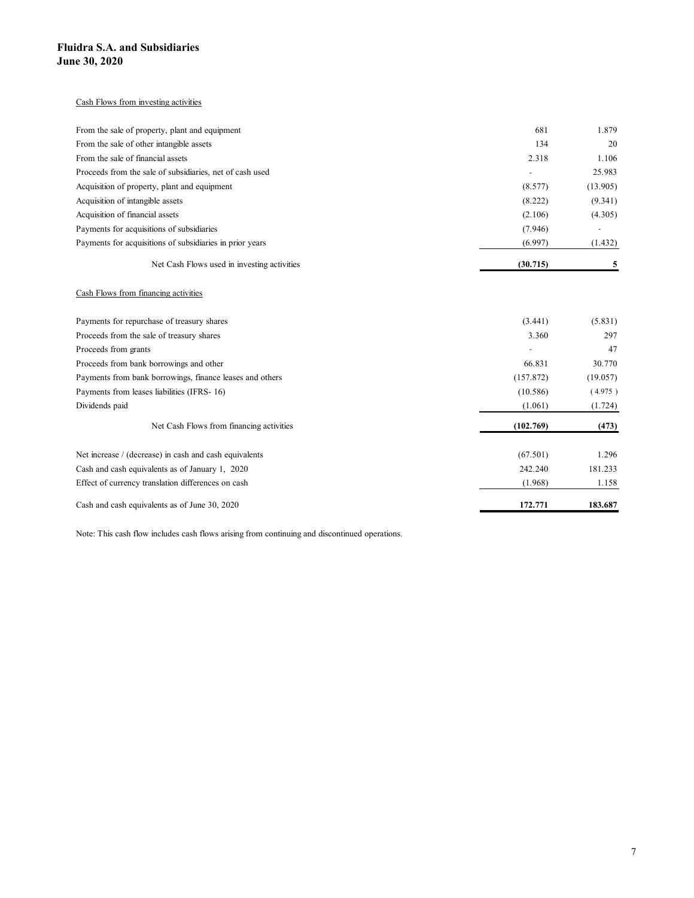**Fluidra S.A. and Subsidiaries**
**June 30, 2020**

Cash Flows from investing activities

| | | |
|---|---|---|
| From the sale of property, plant and equipment | 681 | 1.879 |
| From the sale of other intangible assets | 134 | 20 |
| From the sale of financial assets | 2.318 | 1.106 |
| Proceeds from the sale of subsidiaries, net of cash used | - | 25.983 |
| Acquisition of property, plant and equipment | (8.577) | (13.905) |
| Acquisition of intangible assets | (8.222) | (9.341) |
| Acquisition of financial assets | (2.106) | (4.305) |
| Payments for acquisitions of subsidiaries | (7.946) | - |
| Payments for acquisitions of subsidiaries in prior years | (6.997) | (1.432) |
| Net Cash Flows used in investing activities | **(30.715)** | **5** |

Cash Flows from financing activities

| | | |
|---|---|---|
| Payments for repurchase of treasury shares | (3.441) | (5.831) |
| Proceeds from the sale of treasury shares | 3.360 | 297 |
| Proceeds from grants | - | 47 |
| Proceeds from bank borrowings and other | 66.831 | 30.770 |
| Payments from bank borrowings, finance leases and others | (157.872) | (19.057) |
| Payments from leases liabilities (IFRS- 16) | (10.586) | (4.975) |
| Dividends paid | (1.061) | (1.724) |
| Net Cash Flows from financing activities | **(102.769)** | **(473)** |
| Net increase / (decrease) in cash and cash equivalents | (67.501) | 1.296 |
| Cash and cash equivalents as of January 1, 2020 | 242.240 | 181.233 |
| Effect of currency translation differences on cash | (1.968) | 1.158 |
| Cash and cash equivalents as of June 30, 2020 | **172.771** | **183.687** |

Note: This cash flow includes cash flows arising from continuing and discontinued operations.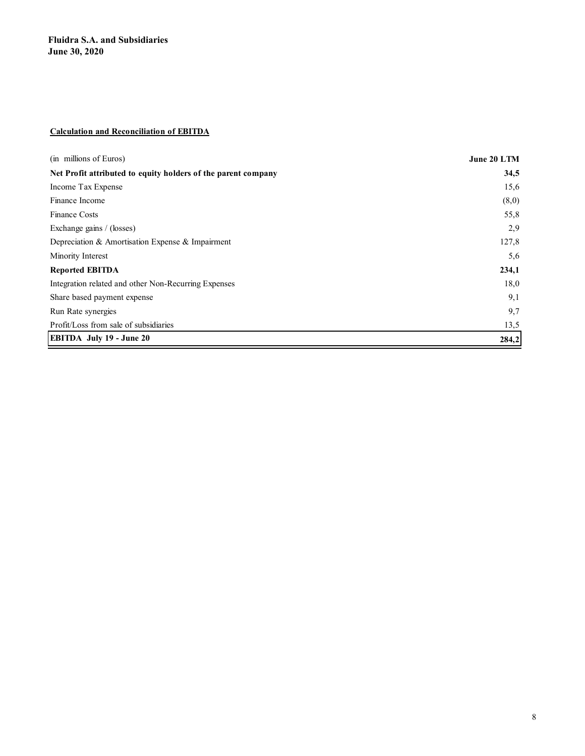**Fluidra S.A. and Subsidiaries**
**June 30, 2020**

**Calculation and Reconciliation of EBITDA**

| (in millions of Euros) | **June 20 LTM** |
|---|---|
| **Net Profit attributed to equity holders of the parent company** | **34,5** |
| Income Tax Expense | 15,6 |
| Finance Income | (8,0) |
| Finance Costs | 55,8 |
| Exchange gains / (losses) | 2,9 |
| Depreciation & Amortisation Expense & Impairment | 127,8 |
| Minority Interest | 5,6 |
| **Reported EBITDA** | **234,1** |
| Integration related and other Non-Recurring Expenses | 18,0 |
| Share based payment expense | 9,1 |
| Run Rate synergies | 9,7 |
| Profit/Loss from sale of subsidiaries | 13,5 |
| **EBITDA July 19 - June 20** | **284,2** |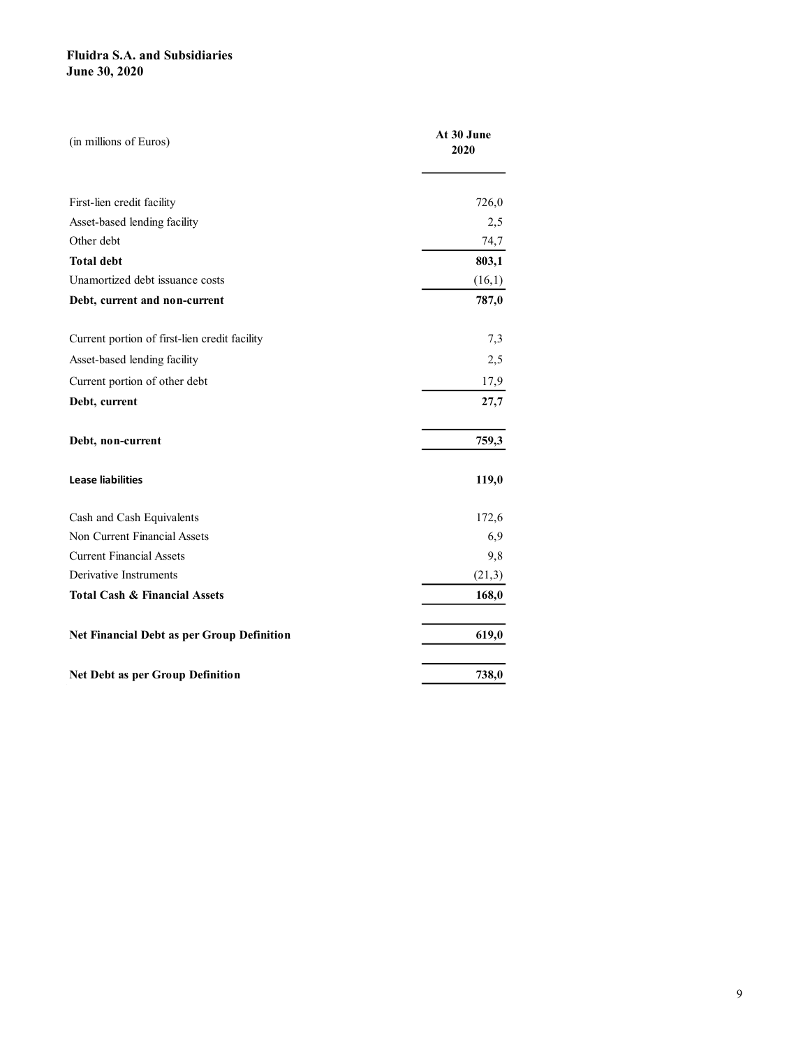**Fluidra S.A. and Subsidiaries**
**June 30, 2020**

| (in millions of Euros) | At 30 June 2020 |
|---|---|
| First-lien credit facility | 726,0 |
| Asset-based lending facility | 2,5 |
| Other debt | 74,7 |
| **Total debt** | **803,1** |
| Unamortized debt issuance costs | (16,1) |
| **Debt, current and non-current** | **787,0** |
| | |
| Current portion of first-lien credit facility | 7,3 |
| Asset-based lending facility | 2,5 |
| Current portion of other debt | 17,9 |
| **Debt, current** | **27,7** |
| | |
| **Debt, non-current** | **759,3** |
| | |
| **Lease liabilities** | **119,0** |
| | |
| Cash and Cash Equivalents | 172,6 |
| Non Current Financial Assets | 6,9 |
| Current Financial Assets | 9,8 |
| Derivative Instruments | (21,3) |
| **Total Cash & Financial Assets** | **168,0** |
| | |
| **Net Financial Debt as per Group Definition** | **619,0** |
| | |
| **Net Debt as per Group Definition** | **738,0** |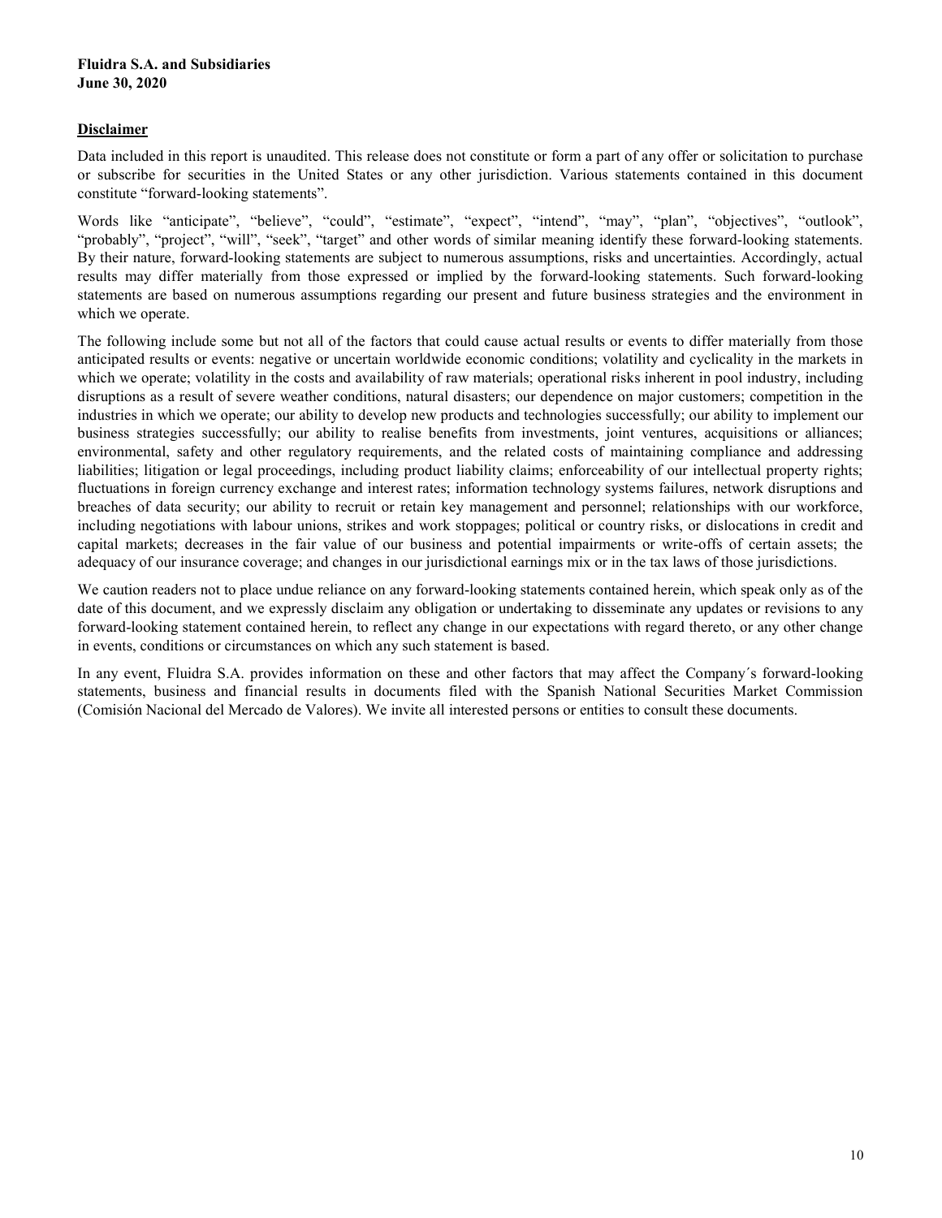**Fluidra S.A. and Subsidiaries**
**June 30, 2020**

## Disclaimer

Data included in this report is unaudited. This release does not constitute or form a part of any offer or solicitation to purchase or subscribe for securities in the United States or any other jurisdiction. Various statements contained in this document constitute "forward-looking statements".

Words like "anticipate", "believe", "could", "estimate", "expect", "intend", "may", "plan", "objectives", "outlook", "probably", "project", "will", "seek", "target" and other words of similar meaning identify these forward-looking statements. By their nature, forward-looking statements are subject to numerous assumptions, risks and uncertainties. Accordingly, actual results may differ materially from those expressed or implied by the forward-looking statements. Such forward-looking statements are based on numerous assumptions regarding our present and future business strategies and the environment in which we operate.

The following include some but not all of the factors that could cause actual results or events to differ materially from those anticipated results or events: negative or uncertain worldwide economic conditions; volatility and cyclicality in the markets in which we operate; volatility in the costs and availability of raw materials; operational risks inherent in pool industry, including disruptions as a result of severe weather conditions, natural disasters; our dependence on major customers; competition in the industries in which we operate; our ability to develop new products and technologies successfully; our ability to implement our business strategies successfully; our ability to realise benefits from investments, joint ventures, acquisitions or alliances; environmental, safety and other regulatory requirements, and the related costs of maintaining compliance and addressing liabilities; litigation or legal proceedings, including product liability claims; enforceability of our intellectual property rights; fluctuations in foreign currency exchange and interest rates; information technology systems failures, network disruptions and breaches of data security; our ability to recruit or retain key management and personnel; relationships with our workforce, including negotiations with labour unions, strikes and work stoppages; political or country risks, or dislocations in credit and capital markets; decreases in the fair value of our business and potential impairments or write-offs of certain assets; the adequacy of our insurance coverage; and changes in our jurisdictional earnings mix or in the tax laws of those jurisdictions.

We caution readers not to place undue reliance on any forward-looking statements contained herein, which speak only as of the date of this document, and we expressly disclaim any obligation or undertaking to disseminate any updates or revisions to any forward-looking statement contained herein, to reflect any change in our expectations with regard thereto, or any other change in events, conditions or circumstances on which any such statement is based.

In any event, Fluidra S.A. provides information on these and other factors that may affect the Company´s forward-looking statements, business and financial results in documents filed with the Spanish National Securities Market Commission (Comisión Nacional del Mercado de Valores). We invite all interested persons or entities to consult these documents.